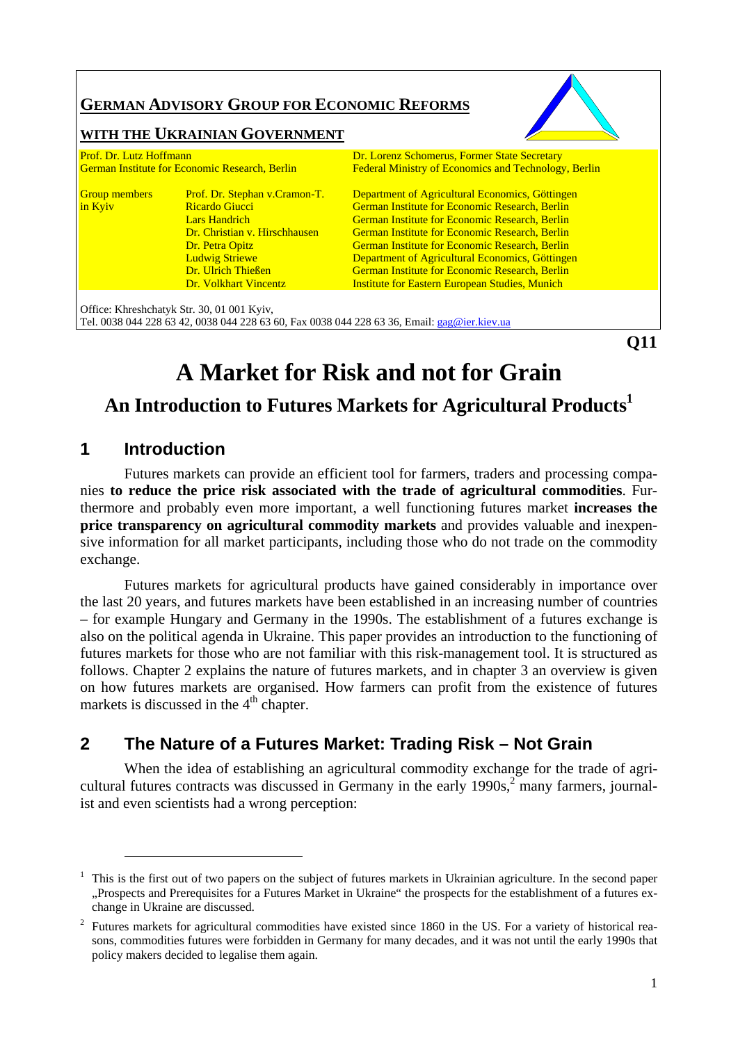## GERMAN ADVISORY GROUP FOR ECONOMIC REFORMS

## WITH THE UKRAINIAN GOVERNMENT

| | | |
|---|---|---|
| Prof. Dr. Lutz Hoffmann<br>German Institute for Economic Research, Berlin | | Dr. Lorenz Schomerus, Former State Secretary<br>Federal Ministry of Economics and Technology, Berlin |
| Group members in Kyiv | Prof. Dr. Stephan v.Cramon-T. | Department of Agricultural Economics, Göttingen |
| | Ricardo Giucci | German Institute for Economic Research, Berlin |
| | Lars Handrich | German Institute for Economic Research, Berlin |
| | Dr. Christian v. Hirschhausen | German Institute for Economic Research, Berlin |
| | Dr. Petra Opitz | German Institute for Economic Research, Berlin |
| | Ludwig Striewe | Department of Agricultural Economics, Göttingen |
| | Dr. Ulrich Thießen | German Institute for Economic Research, Berlin |
| | Dr. Volkhart Vincentz | Institute for Eastern European Studies, Munich |

Office: Khreshchatyk Str. 30, 01 001 Kyiv,
Tel. 0038 044 228 63 42, 0038 044 228 63 60, Fax 0038 044 228 63 36, Email: gag@ier.kiev.ua

**Q11**

# A Market for Risk and not for Grain

## An Introduction to Futures Markets for Agricultural Products[1]

## 1 Introduction

Futures markets can provide an efficient tool for farmers, traders and processing companies **to reduce the price risk associated with the trade of agricultural commodities**. Furthermore and probably even more important, a well functioning futures market **increases the price transparency on agricultural commodity markets** and provides valuable and inexpensive information for all market participants, including those who do not trade on the commodity exchange.

Futures markets for agricultural products have gained considerably in importance over the last 20 years, and futures markets have been established in an increasing number of countries – for example Hungary and Germany in the 1990s. The establishment of a futures exchange is also on the political agenda in Ukraine. This paper provides an introduction to the functioning of futures markets for those who are not familiar with this risk-management tool. It is structured as follows. Chapter 2 explains the nature of futures markets, and in chapter 3 an overview is given on how futures markets are organised. How farmers can profit from the existence of futures markets is discussed in the 4th chapter.

## 2 The Nature of a Futures Market: Trading Risk – Not Grain

When the idea of establishing an agricultural commodity exchange for the trade of agricultural futures contracts was discussed in Germany in the early 1990s,[2] many farmers, journalist and even scientists had a wrong perception:

---

[1] This is the first out of two papers on the subject of futures markets in Ukrainian agriculture. In the second paper „Prospects and Prerequisites for a Futures Market in Ukraine" the prospects for the establishment of a futures exchange in Ukraine are discussed.

[2] Futures markets for agricultural commodities have existed since 1860 in the US. For a variety of historical reasons, commodities futures were forbidden in Germany for many decades, and it was not until the early 1990s that policy makers decided to legalise them again.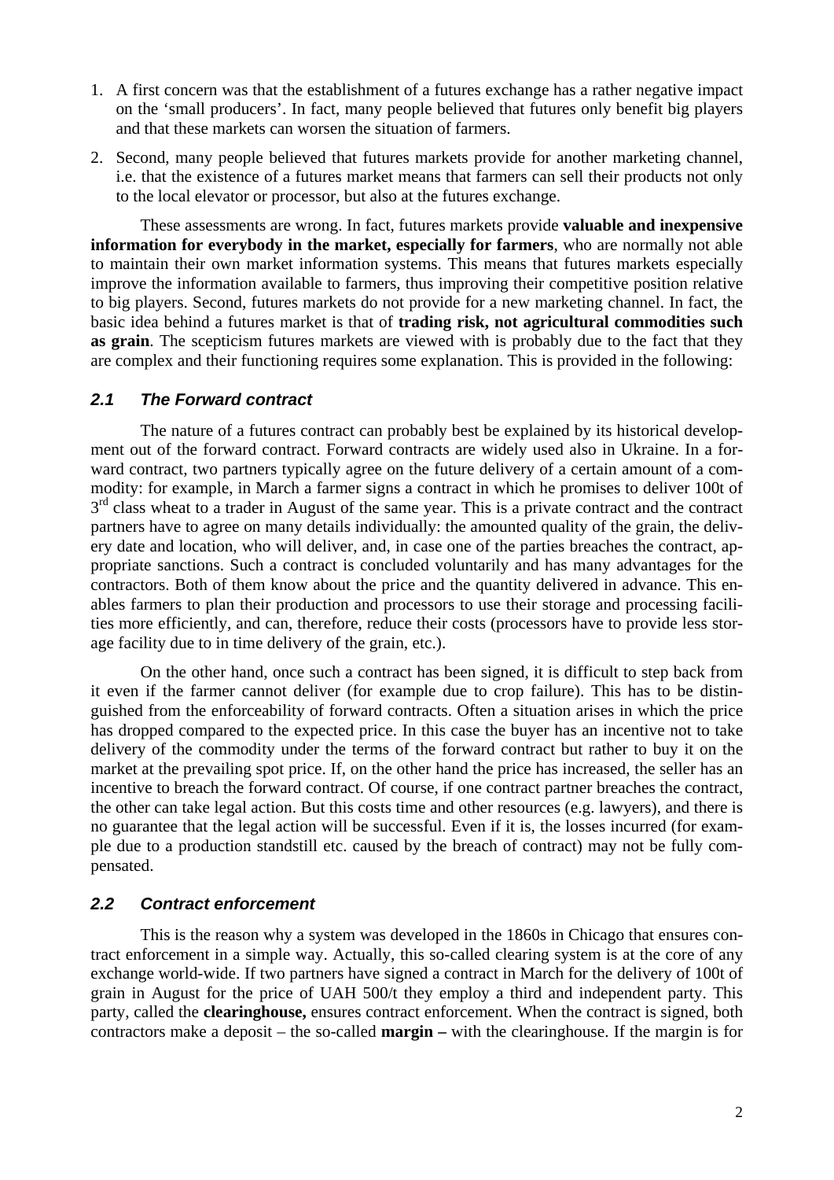1. A first concern was that the establishment of a futures exchange has a rather negative impact on the 'small producers'. In fact, many people believed that futures only benefit big players and that these markets can worsen the situation of farmers.
2. Second, many people believed that futures markets provide for another marketing channel, i.e. that the existence of a futures market means that farmers can sell their products not only to the local elevator or processor, but also at the futures exchange.

These assessments are wrong. In fact, futures markets provide **valuable and inexpensive information for everybody in the market, especially for farmers**, who are normally not able to maintain their own market information systems. This means that futures markets especially improve the information available to farmers, thus improving their competitive position relative to big players. Second, futures markets do not provide for a new marketing channel. In fact, the basic idea behind a futures market is that of **trading risk, not agricultural commodities such as grain**. The scepticism futures markets are viewed with is probably due to the fact that they are complex and their functioning requires some explanation. This is provided in the following:

### *2.1 The Forward contract*

The nature of a futures contract can probably best be explained by its historical development out of the forward contract. Forward contracts are widely used also in Ukraine. In a forward contract, two partners typically agree on the future delivery of a certain amount of a commodity: for example, in March a farmer signs a contract in which he promises to deliver 100t of 3rd class wheat to a trader in August of the same year. This is a private contract and the contract partners have to agree on many details individually: the amounted quality of the grain, the delivery date and location, who will deliver, and, in case one of the parties breaches the contract, appropriate sanctions. Such a contract is concluded voluntarily and has many advantages for the contractors. Both of them know about the price and the quantity delivered in advance. This enables farmers to plan their production and processors to use their storage and processing facilities more efficiently, and can, therefore, reduce their costs (processors have to provide less storage facility due to in time delivery of the grain, etc.).

On the other hand, once such a contract has been signed, it is difficult to step back from it even if the farmer cannot deliver (for example due to crop failure). This has to be distinguished from the enforceability of forward contracts. Often a situation arises in which the price has dropped compared to the expected price. In this case the buyer has an incentive not to take delivery of the commodity under the terms of the forward contract but rather to buy it on the market at the prevailing spot price. If, on the other hand the price has increased, the seller has an incentive to breach the forward contract. Of course, if one contract partner breaches the contract, the other can take legal action. But this costs time and other resources (e.g. lawyers), and there is no guarantee that the legal action will be successful. Even if it is, the losses incurred (for example due to a production standstill etc. caused by the breach of contract) may not be fully compensated.

### *2.2 Contract enforcement*

This is the reason why a system was developed in the 1860s in Chicago that ensures contract enforcement in a simple way. Actually, this so-called clearing system is at the core of any exchange world-wide. If two partners have signed a contract in March for the delivery of 100t of grain in August for the price of UAH 500/t they employ a third and independent party. This party, called the **clearinghouse,** ensures contract enforcement. When the contract is signed, both contractors make a deposit – the so-called **margin –** with the clearinghouse. If the margin is for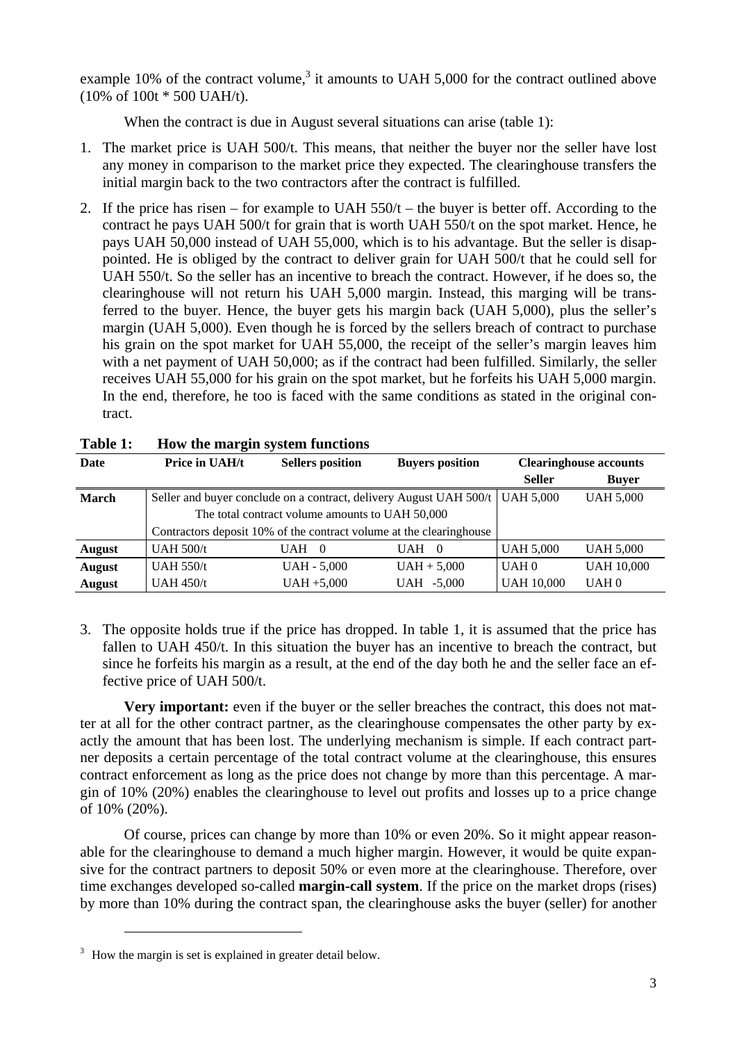example 10% of the contract volume,[3] it amounts to UAH 5,000 for the contract outlined above (10% of 100t * 500 UAH/t).

When the contract is due in August several situations can arise (table 1):

1. The market price is UAH 500/t. This means, that neither the buyer nor the seller have lost any money in comparison to the market price they expected. The clearinghouse transfers the initial margin back to the two contractors after the contract is fulfilled.
2. If the price has risen – for example to UAH 550/t – the buyer is better off. According to the contract he pays UAH 500/t for grain that is worth UAH 550/t on the spot market. Hence, he pays UAH 50,000 instead of UAH 55,000, which is to his advantage. But the seller is disappointed. He is obliged by the contract to deliver grain for UAH 500/t that he could sell for UAH 550/t. So the seller has an incentive to breach the contract. However, if he does so, the clearinghouse will not return his UAH 5,000 margin. Instead, this marging will be transferred to the buyer. Hence, the buyer gets his margin back (UAH 5,000), plus the seller's margin (UAH 5,000). Even though he is forced by the sellers breach of contract to purchase his grain on the spot market for UAH 55,000, the receipt of the seller's margin leaves him with a net payment of UAH 50,000; as if the contract had been fulfilled. Similarly, the seller receives UAH 55,000 for his grain on the spot market, but he forfeits his UAH 5,000 margin. In the end, therefore, he too is faced with the same conditions as stated in the original contract.

**Table 1: How the margin system functions**

| Date | Price in UAH/t | Sellers position | Buyers position | Clearinghouse accounts | |
|---|---|---|---|---|---|
| | | | | **Seller** | **Buyer** |
| **March** | Seller and buyer conclude on a contract, delivery August UAH 500/t | | | UAH 5,000 | UAH 5,000 |
| | The total contract volume amounts to UAH 50,000 | | | | |
| | Contractors deposit 10% of the contract volume at the clearinghouse | | | | |
| **August** | UAH 500/t | UAH 0 | UAH 0 | UAH 5,000 | UAH 5,000 |
| **August** | UAH 550/t | UAH - 5,000 | UAH + 5,000 | UAH 0 | UAH 10,000 |
| **August** | UAH 450/t | UAH +5,000 | UAH -5,000 | UAH 10,000 | UAH 0 |

3. The opposite holds true if the price has dropped. In table 1, it is assumed that the price has fallen to UAH 450/t. In this situation the buyer has an incentive to breach the contract, but since he forfeits his margin as a result, at the end of the day both he and the seller face an effective price of UAH 500/t.

**Very important:** even if the buyer or the seller breaches the contract, this does not matter at all for the other contract partner, as the clearinghouse compensates the other party by exactly the amount that has been lost. The underlying mechanism is simple. If each contract partner deposits a certain percentage of the total contract volume at the clearinghouse, this ensures contract enforcement as long as the price does not change by more than this percentage. A margin of 10% (20%) enables the clearinghouse to level out profits and losses up to a price change of 10% (20%).

Of course, prices can change by more than 10% or even 20%. So it might appear reasonable for the clearinghouse to demand a much higher margin. However, it would be quite expansive for the contract partners to deposit 50% or even more at the clearinghouse. Therefore, over time exchanges developed so-called **margin-call system**. If the price on the market drops (rises) by more than 10% during the contract span, the clearinghouse asks the buyer (seller) for another

---

[3] How the margin is set is explained in greater detail below.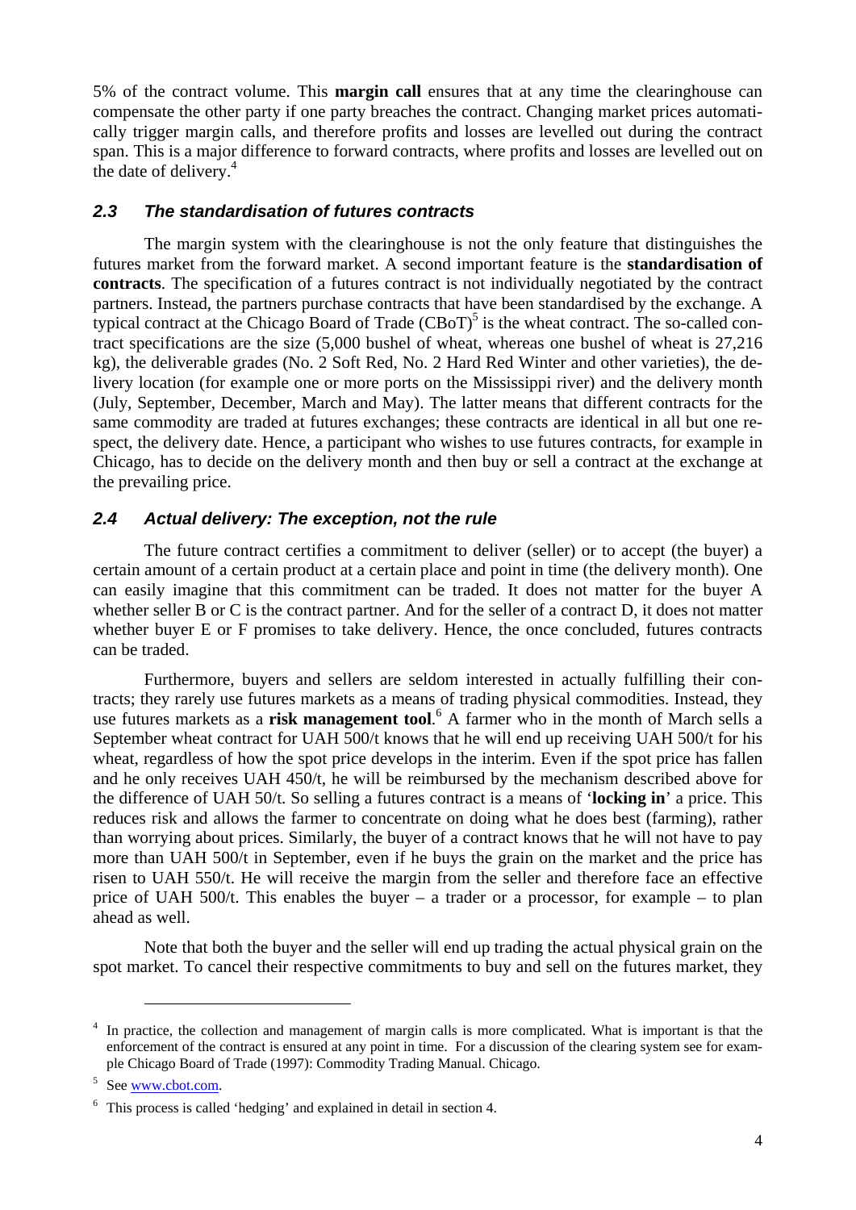5% of the contract volume. This **margin call** ensures that at any time the clearinghouse can compensate the other party if one party breaches the contract. Changing market prices automatically trigger margin calls, and therefore profits and losses are levelled out during the contract span. This is a major difference to forward contracts, where profits and losses are levelled out on the date of delivery.[4]

### *2.3 The standardisation of futures contracts*

The margin system with the clearinghouse is not the only feature that distinguishes the futures market from the forward market. A second important feature is the **standardisation of contracts**. The specification of a futures contract is not individually negotiated by the contract partners. Instead, the partners purchase contracts that have been standardised by the exchange. A typical contract at the Chicago Board of Trade (CBoT)[5] is the wheat contract. The so-called contract specifications are the size (5,000 bushel of wheat, whereas one bushel of wheat is 27,216 kg), the deliverable grades (No. 2 Soft Red, No. 2 Hard Red Winter and other varieties), the delivery location (for example one or more ports on the Mississippi river) and the delivery month (July, September, December, March and May). The latter means that different contracts for the same commodity are traded at futures exchanges; these contracts are identical in all but one respect, the delivery date. Hence, a participant who wishes to use futures contracts, for example in Chicago, has to decide on the delivery month and then buy or sell a contract at the exchange at the prevailing price.

### *2.4 Actual delivery: The exception, not the rule*

The future contract certifies a commitment to deliver (seller) or to accept (the buyer) a certain amount of a certain product at a certain place and point in time (the delivery month). One can easily imagine that this commitment can be traded. It does not matter for the buyer A whether seller B or C is the contract partner. And for the seller of a contract D, it does not matter whether buyer E or F promises to take delivery. Hence, the once concluded, futures contracts can be traded.

Furthermore, buyers and sellers are seldom interested in actually fulfilling their contracts; they rarely use futures markets as a means of trading physical commodities. Instead, they use futures markets as a **risk management tool**.[6] A farmer who in the month of March sells a September wheat contract for UAH 500/t knows that he will end up receiving UAH 500/t for his wheat, regardless of how the spot price develops in the interim. Even if the spot price has fallen and he only receives UAH 450/t, he will be reimbursed by the mechanism described above for the difference of UAH 50/t. So selling a futures contract is a means of '**locking in**' a price. This reduces risk and allows the farmer to concentrate on doing what he does best (farming), rather than worrying about prices. Similarly, the buyer of a contract knows that he will not have to pay more than UAH 500/t in September, even if he buys the grain on the market and the price has risen to UAH 550/t. He will receive the margin from the seller and therefore face an effective price of UAH 500/t. This enables the buyer – a trader or a processor, for example – to plan ahead as well.

Note that both the buyer and the seller will end up trading the actual physical grain on the spot market. To cancel their respective commitments to buy and sell on the futures market, they

---

[4] In practice, the collection and management of margin calls is more complicated. What is important is that the enforcement of the contract is ensured at any point in time. For a discussion of the clearing system see for example Chicago Board of Trade (1997): Commodity Trading Manual. Chicago.

[5] See www.cbot.com.

[6] This process is called 'hedging' and explained in detail in section 4.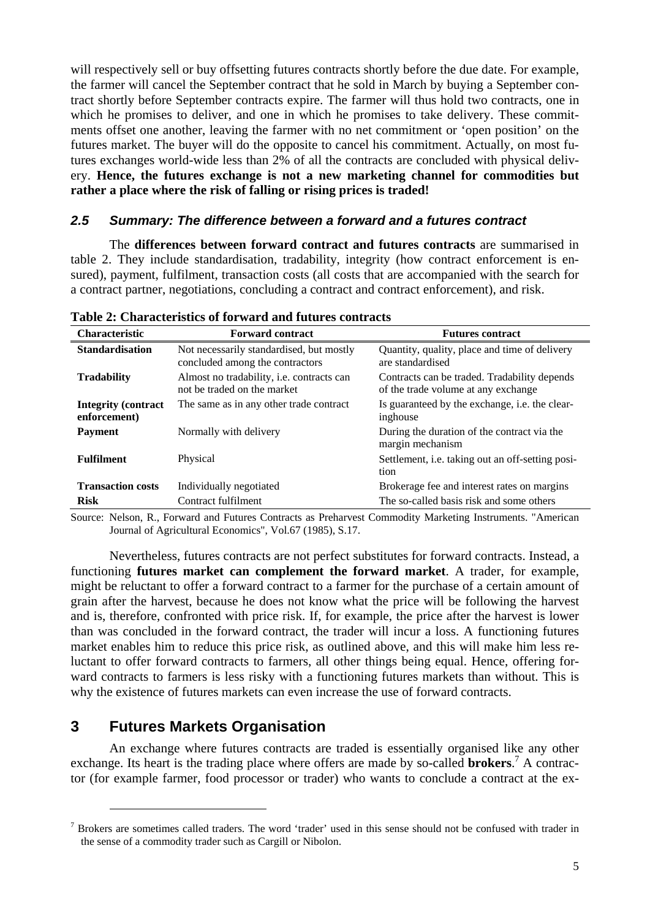will respectively sell or buy offsetting futures contracts shortly before the due date. For example, the farmer will cancel the September contract that he sold in March by buying a September contract shortly before September contracts expire. The farmer will thus hold two contracts, one in which he promises to deliver, and one in which he promises to take delivery. These commitments offset one another, leaving the farmer with no net commitment or 'open position' on the futures market. The buyer will do the opposite to cancel his commitment. Actually, on most futures exchanges world-wide less than 2% of all the contracts are concluded with physical delivery. **Hence, the futures exchange is not a new marketing channel for commodities but rather a place where the risk of falling or rising prices is traded!**

### *2.5 Summary: The difference between a forward and a futures contract*

The **differences between forward contract and futures contracts** are summarised in table 2. They include standardisation, tradability, integrity (how contract enforcement is ensured), payment, fulfilment, transaction costs (all costs that are accompanied with the search for a contract partner, negotiations, concluding a contract and contract enforcement), and risk.

**Table 2: Characteristics of forward and futures contracts**

| Characteristic | Forward contract | Futures contract |
|---|---|---|
| **Standardisation** | Not necessarily standardised, but mostly concluded among the contractors | Quantity, quality, place and time of delivery are standardised |
| **Tradability** | Almost no tradability, i.e. contracts can not be traded on the market | Contracts can be traded. Tradability depends of the trade volume at any exchange |
| **Integrity (contract enforcement)** | The same as in any other trade contract | Is guaranteed by the exchange, i.e. the clearinghouse |
| **Payment** | Normally with delivery | During the duration of the contract via the margin mechanism |
| **Fulfilment** | Physical | Settlement, i.e. taking out an off-setting position |
| **Transaction costs** | Individually negotiated | Brokerage fee and interest rates on margins |
| **Risk** | Contract fulfilment | The so-called basis risk and some others |

Source: Nelson, R., Forward and Futures Contracts as Preharvest Commodity Marketing Instruments. "American Journal of Agricultural Economics", Vol.67 (1985), S.17.

Nevertheless, futures contracts are not perfect substitutes for forward contracts. Instead, a functioning **futures market can complement the forward market**. A trader, for example, might be reluctant to offer a forward contract to a farmer for the purchase of a certain amount of grain after the harvest, because he does not know what the price will be following the harvest and is, therefore, confronted with price risk. If, for example, the price after the harvest is lower than was concluded in the forward contract, the trader will incur a loss. A functioning futures market enables him to reduce this price risk, as outlined above, and this will make him less reluctant to offer forward contracts to farmers, all other things being equal. Hence, offering forward contracts to farmers is less risky with a functioning futures markets than without. This is why the existence of futures markets can even increase the use of forward contracts.

## 3 Futures Markets Organisation

An exchange where futures contracts are traded is essentially organised like any other exchange. Its heart is the trading place where offers are made by so-called **brokers**.[7] A contractor (for example farmer, food processor or trader) who wants to conclude a contract at the ex-

[7] Brokers are sometimes called traders. The word 'trader' used in this sense should not be confused with trader in the sense of a commodity trader such as Cargill or Nibolon.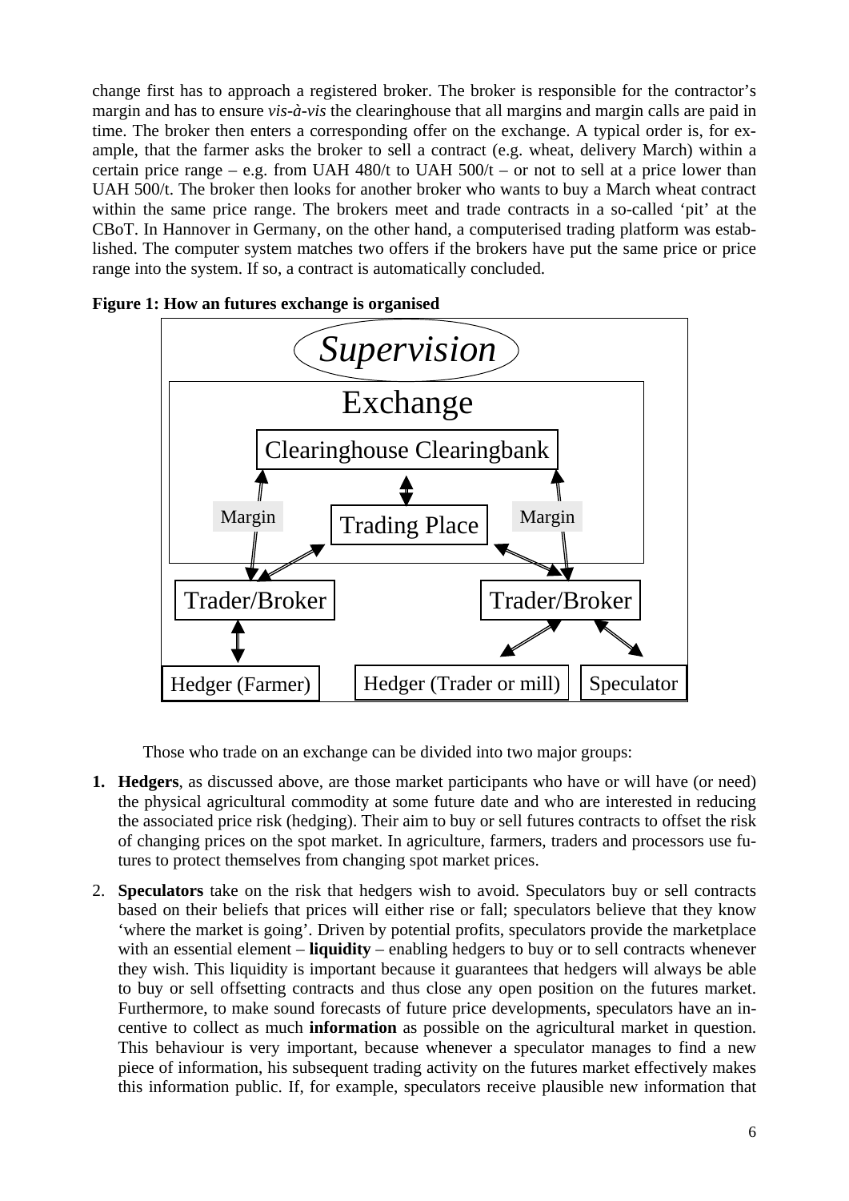change first has to approach a registered broker. The broker is responsible for the contractor's margin and has to ensure *vis-à-vis* the clearinghouse that all margins and margin calls are paid in time. The broker then enters a corresponding offer on the exchange. A typical order is, for example, that the farmer asks the broker to sell a contract (e.g. wheat, delivery March) within a certain price range – e.g. from UAH 480/t to UAH 500/t – or not to sell at a price lower than UAH 500/t. The broker then looks for another broker who wants to buy a March wheat contract within the same price range. The brokers meet and trade contracts in a so-called 'pit' at the CBoT. In Hannover in Germany, on the other hand, a computerised trading platform was established. The computer system matches two offers if the brokers have put the same price or price range into the system. If so, a contract is automatically concluded.

**Figure 1: How an futures exchange is organised**

*Supervision*

Exchange

Clearinghouse Clearingbank

Margin | Trading Place | Margin

Trader/Broker | Trader/Broker

Hedger (Farmer) | Hedger (Trader or mill) | Speculator

Those who trade on an exchange can be divided into two major groups:

1. **Hedgers**, as discussed above, are those market participants who have or will have (or need) the physical agricultural commodity at some future date and who are interested in reducing the associated price risk (hedging). Their aim to buy or sell futures contracts to offset the risk of changing prices on the spot market. In agriculture, farmers, traders and processors use futures to protect themselves from changing spot market prices.

2. **Speculators** take on the risk that hedgers wish to avoid. Speculators buy or sell contracts based on their beliefs that prices will either rise or fall; speculators believe that they know 'where the market is going'. Driven by potential profits, speculators provide the marketplace with an essential element – **liquidity** – enabling hedgers to buy or to sell contracts whenever they wish. This liquidity is important because it guarantees that hedgers will always be able to buy or sell offsetting contracts and thus close any open position on the futures market. Furthermore, to make sound forecasts of future price developments, speculators have an incentive to collect as much **information** as possible on the agricultural market in question. This behaviour is very important, because whenever a speculator manages to find a new piece of information, his subsequent trading activity on the futures market effectively makes this information public. If, for example, speculators receive plausible new information that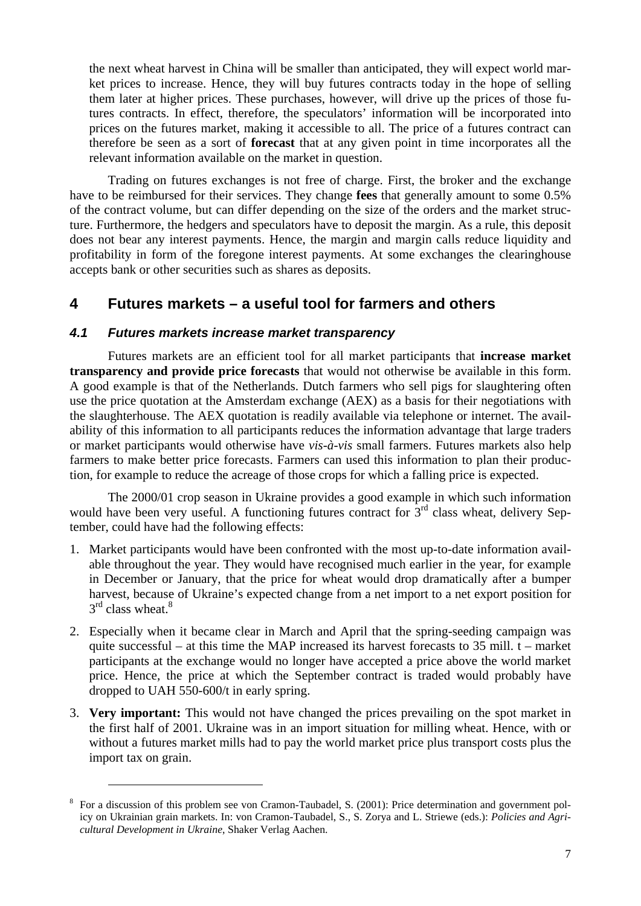the next wheat harvest in China will be smaller than anticipated, they will expect world market prices to increase. Hence, they will buy futures contracts today in the hope of selling them later at higher prices. These purchases, however, will drive up the prices of those futures contracts. In effect, therefore, the speculators' information will be incorporated into prices on the futures market, making it accessible to all. The price of a futures contract can therefore be seen as a sort of **forecast** that at any given point in time incorporates all the relevant information available on the market in question.

Trading on futures exchanges is not free of charge. First, the broker and the exchange have to be reimbursed for their services. They change **fees** that generally amount to some 0.5% of the contract volume, but can differ depending on the size of the orders and the market structure. Furthermore, the hedgers and speculators have to deposit the margin. As a rule, this deposit does not bear any interest payments. Hence, the margin and margin calls reduce liquidity and profitability in form of the foregone interest payments. At some exchanges the clearinghouse accepts bank or other securities such as shares as deposits.

## 4 Futures markets – a useful tool for farmers and others

### *4.1 Futures markets increase market transparency*

Futures markets are an efficient tool for all market participants that **increase market transparency and provide price forecasts** that would not otherwise be available in this form. A good example is that of the Netherlands. Dutch farmers who sell pigs for slaughtering often use the price quotation at the Amsterdam exchange (AEX) as a basis for their negotiations with the slaughterhouse. The AEX quotation is readily available via telephone or internet. The availability of this information to all participants reduces the information advantage that large traders or market participants would otherwise have *vis-à-vis* small farmers. Futures markets also help farmers to make better price forecasts. Farmers can used this information to plan their production, for example to reduce the acreage of those crops for which a falling price is expected.

The 2000/01 crop season in Ukraine provides a good example in which such information would have been very useful. A functioning futures contract for 3rd class wheat, delivery September, could have had the following effects:

1. Market participants would have been confronted with the most up-to-date information available throughout the year. They would have recognised much earlier in the year, for example in December or January, that the price for wheat would drop dramatically after a bumper harvest, because of Ukraine's expected change from a net import to a net export position for 3rd class wheat.[8]
2. Especially when it became clear in March and April that the spring-seeding campaign was quite successful – at this time the MAP increased its harvest forecasts to 35 mill. t – market participants at the exchange would no longer have accepted a price above the world market price. Hence, the price at which the September contract is traded would probably have dropped to UAH 550-600/t in early spring.
3. **Very important:** This would not have changed the prices prevailing on the spot market in the first half of 2001. Ukraine was in an import situation for milling wheat. Hence, with or without a futures market mills had to pay the world market price plus transport costs plus the import tax on grain.

---

[8] For a discussion of this problem see von Cramon-Taubadel, S. (2001): Price determination and government policy on Ukrainian grain markets. In: von Cramon-Taubadel, S., S. Zorya and L. Striewe (eds.): *Policies and Agricultural Development in Ukraine*, Shaker Verlag Aachen.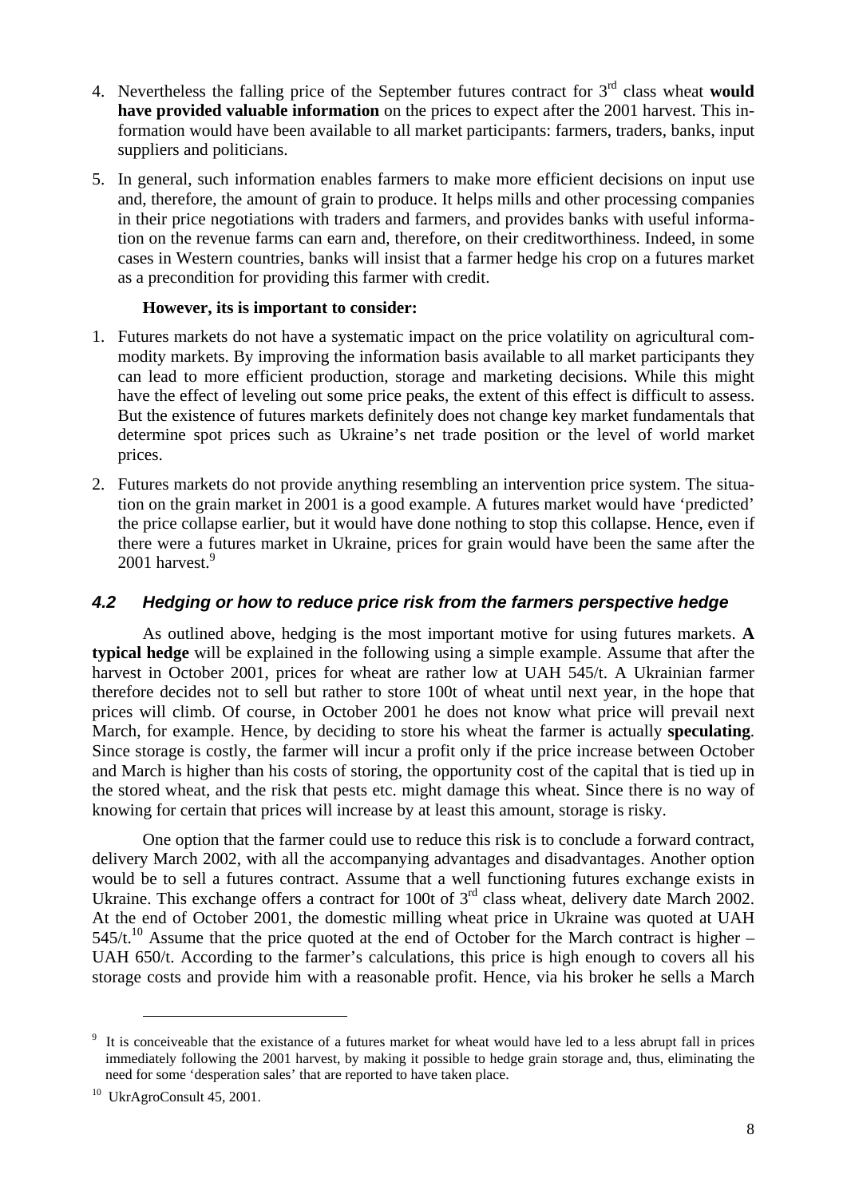4. Nevertheless the falling price of the September futures contract for 3rd class wheat **would have provided valuable information** on the prices to expect after the 2001 harvest. This information would have been available to all market participants: farmers, traders, banks, input suppliers and politicians.

5. In general, such information enables farmers to make more efficient decisions on input use and, therefore, the amount of grain to produce. It helps mills and other processing companies in their price negotiations with traders and farmers, and provides banks with useful information on the revenue farms can earn and, therefore, on their creditworthiness. Indeed, in some cases in Western countries, banks will insist that a farmer hedge his crop on a futures market as a precondition for providing this farmer with credit.

**However, its is important to consider:**

1. Futures markets do not have a systematic impact on the price volatility on agricultural commodity markets. By improving the information basis available to all market participants they can lead to more efficient production, storage and marketing decisions. While this might have the effect of leveling out some price peaks, the extent of this effect is difficult to assess. But the existence of futures markets definitely does not change key market fundamentals that determine spot prices such as Ukraine's net trade position or the level of world market prices.

2. Futures markets do not provide anything resembling an intervention price system. The situation on the grain market in 2001 is a good example. A futures market would have 'predicted' the price collapse earlier, but it would have done nothing to stop this collapse. Hence, even if there were a futures market in Ukraine, prices for grain would have been the same after the 2001 harvest.[9]

### *4.2 Hedging or how to reduce price risk from the farmers perspective hedge*

As outlined above, hedging is the most important motive for using futures markets. **A typical hedge** will be explained in the following using a simple example. Assume that after the harvest in October 2001, prices for wheat are rather low at UAH 545/t. A Ukrainian farmer therefore decides not to sell but rather to store 100t of wheat until next year, in the hope that prices will climb. Of course, in October 2001 he does not know what price will prevail next March, for example. Hence, by deciding to store his wheat the farmer is actually **speculating**. Since storage is costly, the farmer will incur a profit only if the price increase between October and March is higher than his costs of storing, the opportunity cost of the capital that is tied up in the stored wheat, and the risk that pests etc. might damage this wheat. Since there is no way of knowing for certain that prices will increase by at least this amount, storage is risky.

One option that the farmer could use to reduce this risk is to conclude a forward contract, delivery March 2002, with all the accompanying advantages and disadvantages. Another option would be to sell a futures contract. Assume that a well functioning futures exchange exists in Ukraine. This exchange offers a contract for 100t of 3rd class wheat, delivery date March 2002. At the end of October 2001, the domestic milling wheat price in Ukraine was quoted at UAH 545/t.[10] Assume that the price quoted at the end of October for the March contract is higher – UAH 650/t. According to the farmer's calculations, this price is high enough to covers all his storage costs and provide him with a reasonable profit. Hence, via his broker he sells a March

---

[9] It is conceiveable that the existance of a futures market for wheat would have led to a less abrupt fall in prices immediately following the 2001 harvest, by making it possible to hedge grain storage and, thus, eliminating the need for some 'desperation sales' that are reported to have taken place.

[10] UkrAgroConsult 45, 2001.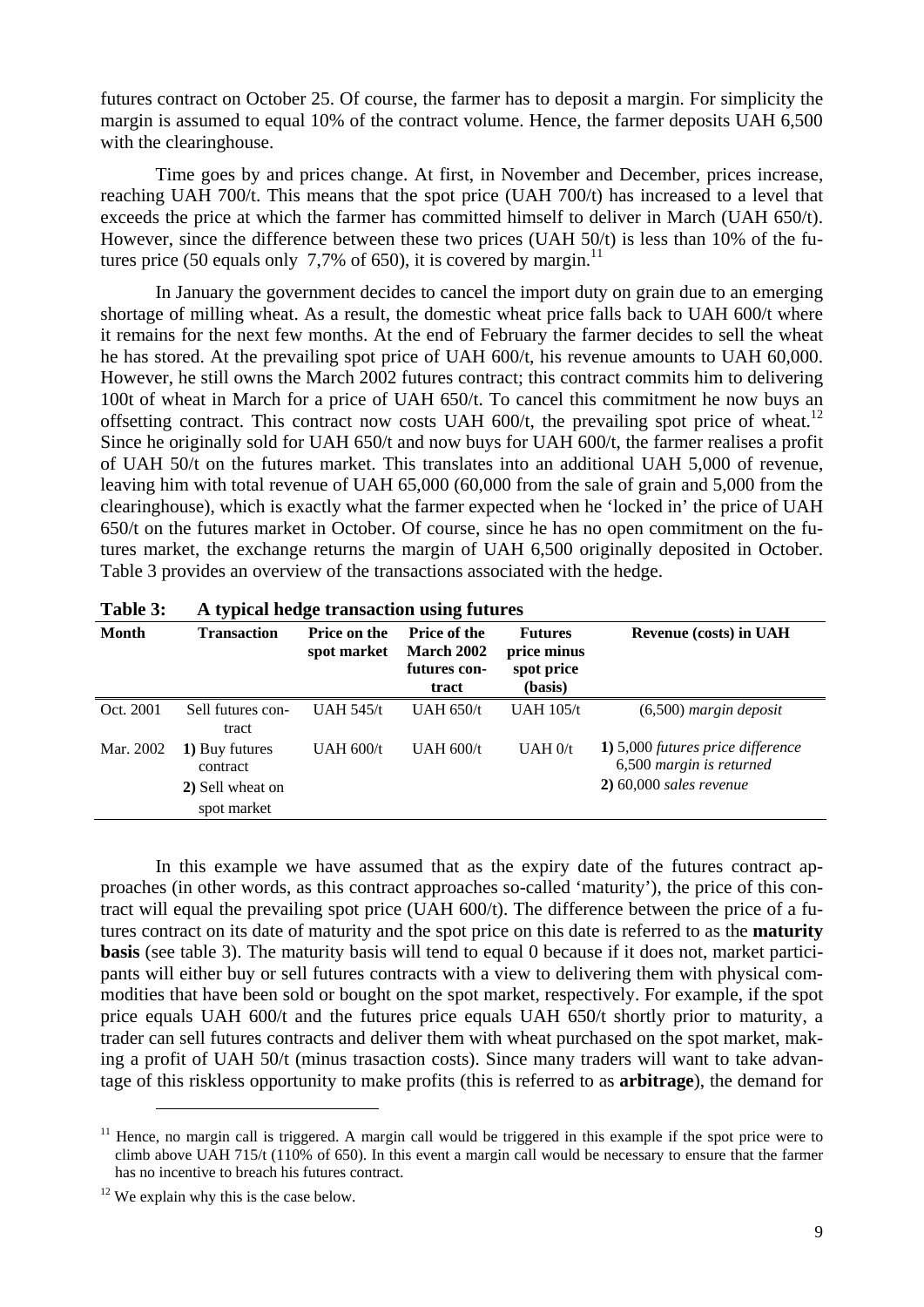futures contract on October 25. Of course, the farmer has to deposit a margin. For simplicity the margin is assumed to equal 10% of the contract volume. Hence, the farmer deposits UAH 6,500 with the clearinghouse.

Time goes by and prices change. At first, in November and December, prices increase, reaching UAH 700/t. This means that the spot price (UAH 700/t) has increased to a level that exceeds the price at which the farmer has committed himself to deliver in March (UAH 650/t). However, since the difference between these two prices (UAH 50/t) is less than 10% of the futures price (50 equals only 7,7% of 650), it is covered by margin.[11]

In January the government decides to cancel the import duty on grain due to an emerging shortage of milling wheat. As a result, the domestic wheat price falls back to UAH 600/t where it remains for the next few months. At the end of February the farmer decides to sell the wheat he has stored. At the prevailing spot price of UAH 600/t, his revenue amounts to UAH 60,000. However, he still owns the March 2002 futures contract; this contract commits him to delivering 100t of wheat in March for a price of UAH 650/t. To cancel this commitment he now buys an offsetting contract. This contract now costs UAH 600/t, the prevailing spot price of wheat.[12] Since he originally sold for UAH 650/t and now buys for UAH 600/t, the farmer realises a profit of UAH 50/t on the futures market. This translates into an additional UAH 5,000 of revenue, leaving him with total revenue of UAH 65,000 (60,000 from the sale of grain and 5,000 from the clearinghouse), which is exactly what the farmer expected when he 'locked in' the price of UAH 650/t on the futures market in October. Of course, since he has no open commitment on the futures market, the exchange returns the margin of UAH 6,500 originally deposited in October. Table 3 provides an overview of the transactions associated with the hedge.

**Table 3: A typical hedge transaction using futures**

| Month | Transaction | Price on the spot market | Price of the March 2002 futures contract | Futures price minus spot price (basis) | Revenue (costs) in UAH |
|---|---|---|---|---|---|
| Oct. 2001 | Sell futures contract | UAH 545/t | UAH 650/t | UAH 105/t | (6,500) *margin deposit* |
| Mar. 2002 | **1)** Buy futures contract<br>**2)** Sell wheat on spot market | UAH 600/t | UAH 600/t | UAH 0/t | **1)** 5,000 *futures price difference* 6,500 *margin is returned*<br>**2)** 60,000 *sales revenue* |

In this example we have assumed that as the expiry date of the futures contract approaches (in other words, as this contract approaches so-called 'maturity'), the price of this contract will equal the prevailing spot price (UAH 600/t). The difference between the price of a futures contract on its date of maturity and the spot price on this date is referred to as the **maturity basis** (see table 3). The maturity basis will tend to equal 0 because if it does not, market participants will either buy or sell futures contracts with a view to delivering them with physical commodities that have been sold or bought on the spot market, respectively. For example, if the spot price equals UAH 600/t and the futures price equals UAH 650/t shortly prior to maturity, a trader can sell futures contracts and deliver them with wheat purchased on the spot market, making a profit of UAH 50/t (minus trasaction costs). Since many traders will want to take advantage of this riskless opportunity to make profits (this is referred to as **arbitrage**), the demand for

---

[11] Hence, no margin call is triggered. A margin call would be triggered in this example if the spot price were to climb above UAH 715/t (110% of 650). In this event a margin call would be necessary to ensure that the farmer has no incentive to breach his futures contract.

[12] We explain why this is the case below.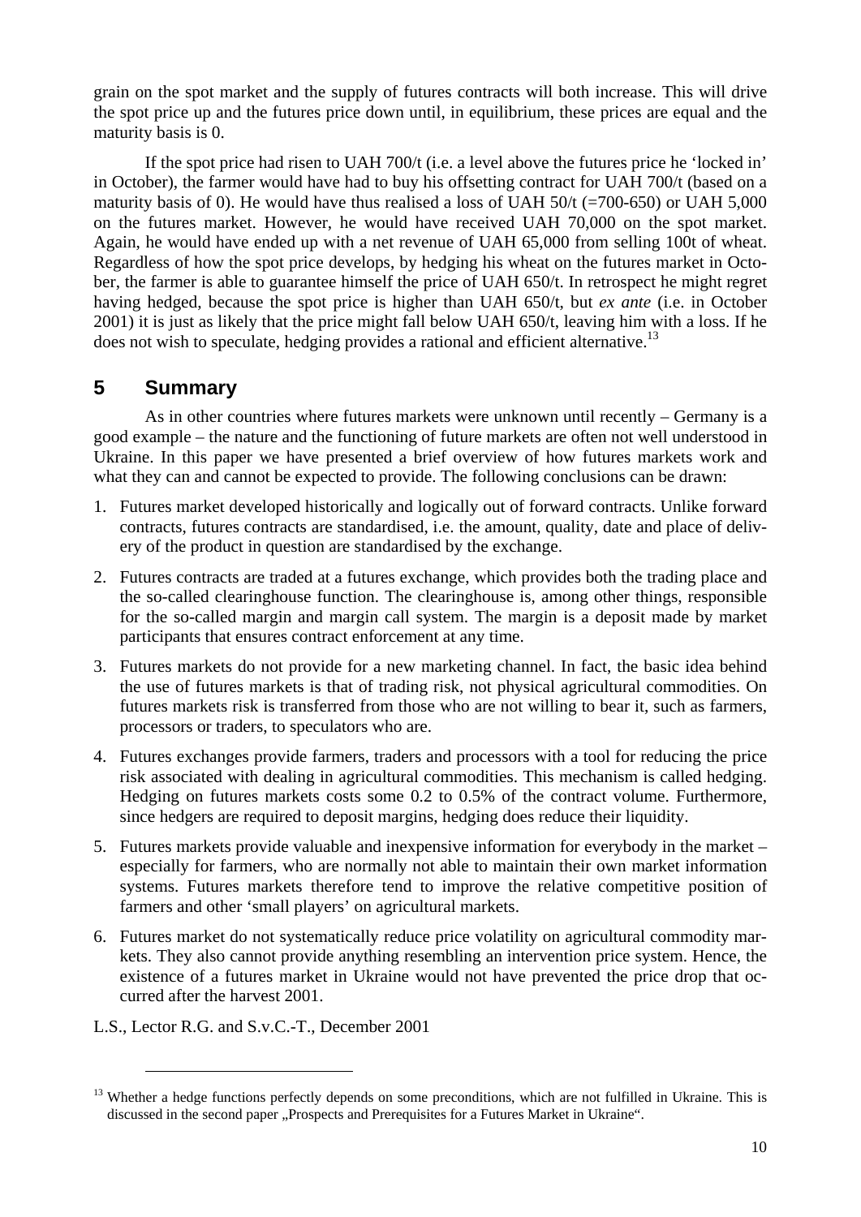grain on the spot market and the supply of futures contracts will both increase. This will drive the spot price up and the futures price down until, in equilibrium, these prices are equal and the maturity basis is 0.

If the spot price had risen to UAH 700/t (i.e. a level above the futures price he 'locked in' in October), the farmer would have had to buy his offsetting contract for UAH 700/t (based on a maturity basis of 0). He would have thus realised a loss of UAH 50/t (=700-650) or UAH 5,000 on the futures market. However, he would have received UAH 70,000 on the spot market. Again, he would have ended up with a net revenue of UAH 65,000 from selling 100t of wheat. Regardless of how the spot price develops, by hedging his wheat on the futures market in October, the farmer is able to guarantee himself the price of UAH 650/t. In retrospect he might regret having hedged, because the spot price is higher than UAH 650/t, but *ex ante* (i.e. in October 2001) it is just as likely that the price might fall below UAH 650/t, leaving him with a loss. If he does not wish to speculate, hedging provides a rational and efficient alternative.[13]

## 5 Summary

As in other countries where futures markets were unknown until recently – Germany is a good example – the nature and the functioning of future markets are often not well understood in Ukraine. In this paper we have presented a brief overview of how futures markets work and what they can and cannot be expected to provide. The following conclusions can be drawn:

1. Futures market developed historically and logically out of forward contracts. Unlike forward contracts, futures contracts are standardised, i.e. the amount, quality, date and place of delivery of the product in question are standardised by the exchange.
2. Futures contracts are traded at a futures exchange, which provides both the trading place and the so-called clearinghouse function. The clearinghouse is, among other things, responsible for the so-called margin and margin call system. The margin is a deposit made by market participants that ensures contract enforcement at any time.
3. Futures markets do not provide for a new marketing channel. In fact, the basic idea behind the use of futures markets is that of trading risk, not physical agricultural commodities. On futures markets risk is transferred from those who are not willing to bear it, such as farmers, processors or traders, to speculators who are.
4. Futures exchanges provide farmers, traders and processors with a tool for reducing the price risk associated with dealing in agricultural commodities. This mechanism is called hedging. Hedging on futures markets costs some 0.2 to 0.5% of the contract volume. Furthermore, since hedgers are required to deposit margins, hedging does reduce their liquidity.
5. Futures markets provide valuable and inexpensive information for everybody in the market – especially for farmers, who are normally not able to maintain their own market information systems. Futures markets therefore tend to improve the relative competitive position of farmers and other 'small players' on agricultural markets.
6. Futures market do not systematically reduce price volatility on agricultural commodity markets. They also cannot provide anything resembling an intervention price system. Hence, the existence of a futures market in Ukraine would not have prevented the price drop that occurred after the harvest 2001.

L.S., Lector R.G. and S.v.C.-T., December 2001

[13] Whether a hedge functions perfectly depends on some preconditions, which are not fulfilled in Ukraine. This is discussed in the second paper „Prospects and Prerequisites for a Futures Market in Ukraine".